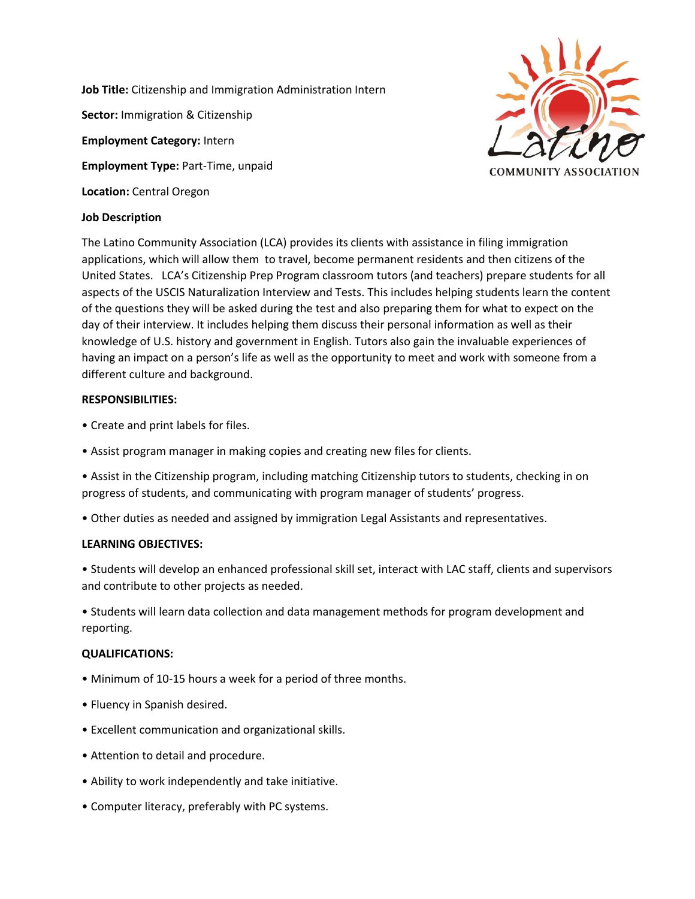**Job Title:** Citizenship and Immigration Administration Intern

**Sector:** Immigration & Citizenship

**Employment Category:** Intern

**Employment Type:** Part-Time, unpaid

**Location:** Central Oregon

Latino COMMUNITY ASSOCIATION

**Job Description**

The Latino Community Association (LCA) provides its clients with assistance in filing immigration applications, which will allow them to travel, become permanent residents and then citizens of the United States. LCA's Citizenship Prep Program classroom tutors (and teachers) prepare students for all aspects of the USCIS Naturalization Interview and Tests. This includes helping students learn the content of the questions they will be asked during the test and also preparing them for what to expect on the day of their interview. It includes helping them discuss their personal information as well as their knowledge of U.S. history and government in English. Tutors also gain the invaluable experiences of having an impact on a person's life as well as the opportunity to meet and work with someone from a different culture and background.

**RESPONSIBILITIES:**

- Create and print labels for files.
- Assist program manager in making copies and creating new files for clients.
- Assist in the Citizenship program, including matching Citizenship tutors to students, checking in on progress of students, and communicating with program manager of students' progress.
- Other duties as needed and assigned by immigration Legal Assistants and representatives.

**LEARNING OBJECTIVES:**

- Students will develop an enhanced professional skill set, interact with LAC staff, clients and supervisors and contribute to other projects as needed.
- Students will learn data collection and data management methods for program development and reporting.

**QUALIFICATIONS:**

- Minimum of 10-15 hours a week for a period of three months.
- Fluency in Spanish desired.
- Excellent communication and organizational skills.
- Attention to detail and procedure.
- Ability to work independently and take initiative.
- Computer literacy, preferably with PC systems.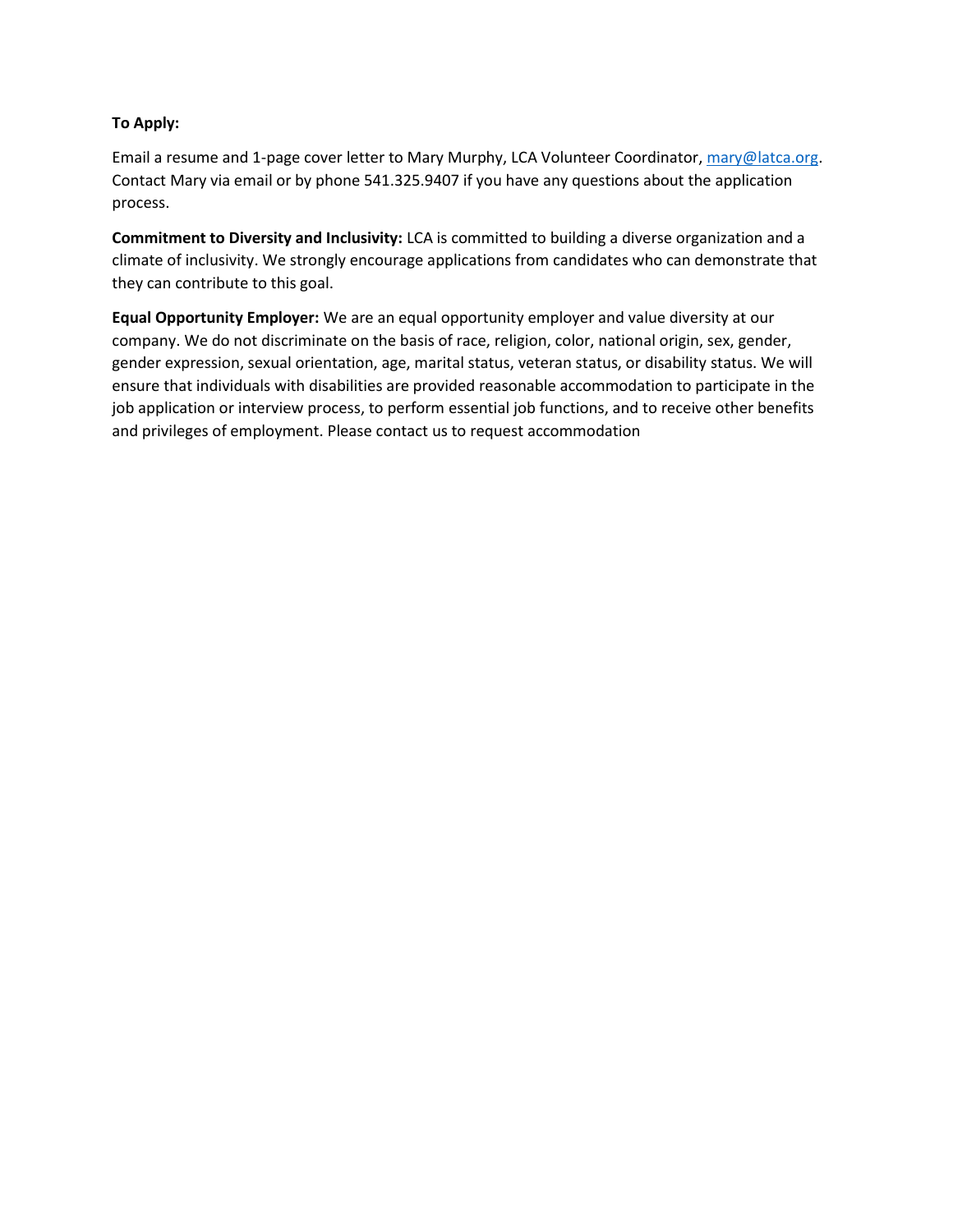**To Apply:**

Email a resume and 1-page cover letter to Mary Murphy, LCA Volunteer Coordinator, [mary@latca.org](mailto:mary@latca.org). Contact Mary via email or by phone 541.325.9407 if you have any questions about the application process.

**Commitment to Diversity and Inclusivity:** LCA is committed to building a diverse organization and a climate of inclusivity. We strongly encourage applications from candidates who can demonstrate that they can contribute to this goal.

**Equal Opportunity Employer:** We are an equal opportunity employer and value diversity at our company. We do not discriminate on the basis of race, religion, color, national origin, sex, gender, gender expression, sexual orientation, age, marital status, veteran status, or disability status. We will ensure that individuals with disabilities are provided reasonable accommodation to participate in the job application or interview process, to perform essential job functions, and to receive other benefits and privileges of employment. Please contact us to request accommodation